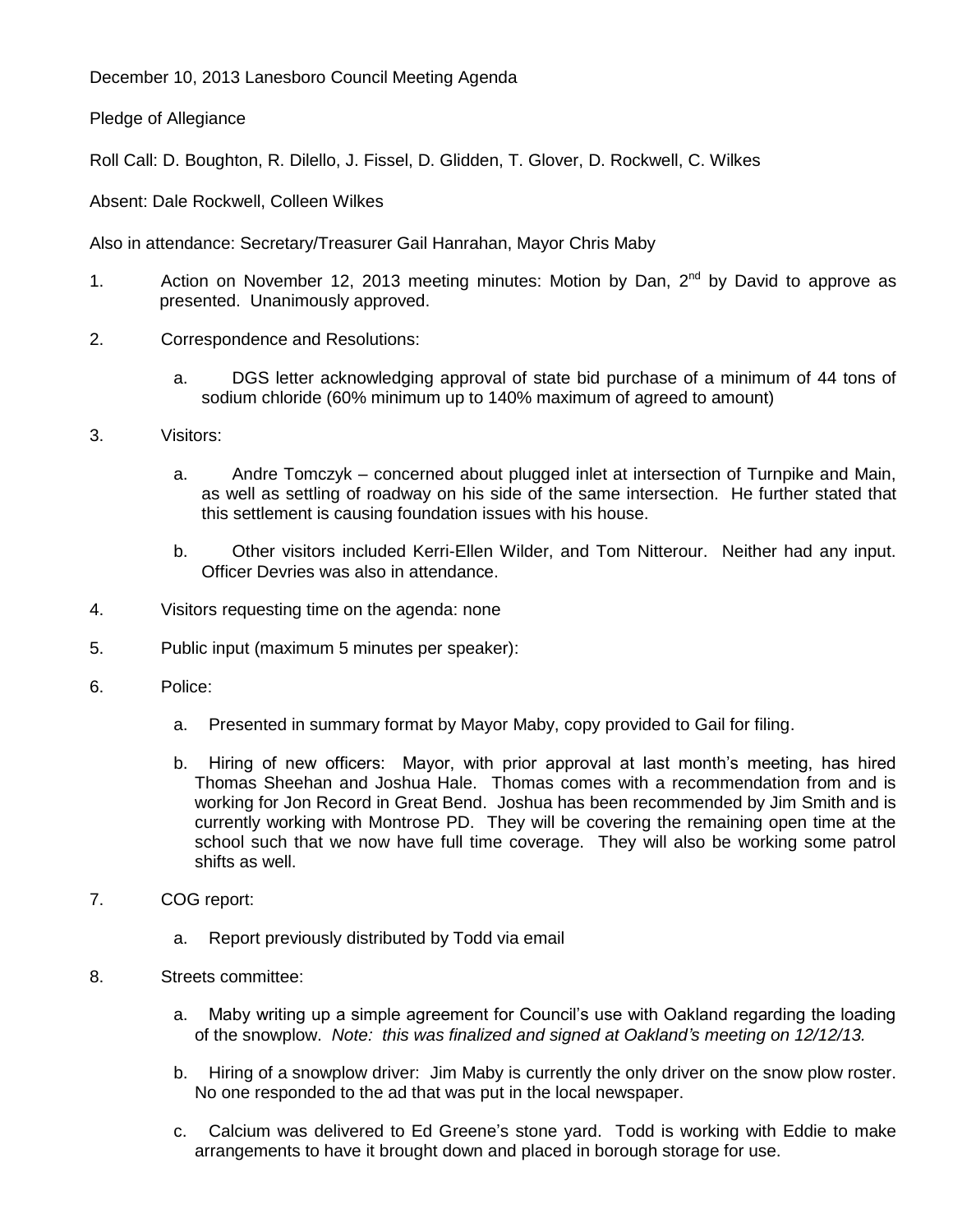December 10, 2013 Lanesboro Council Meeting Agenda

Pledge of Allegiance

Roll Call: D. Boughton, R. Dilello, J. Fissel, D. Glidden, T. Glover, D. Rockwell, C. Wilkes

Absent: Dale Rockwell, Colleen Wilkes

Also in attendance: Secretary/Treasurer Gail Hanrahan, Mayor Chris Maby

1. Action on November 12, 2013 meeting minutes: Motion by Dan, 2nd by David to approve as presented. Unanimously approved.

2. Correspondence and Resolutions:

   a. DGS letter acknowledging approval of state bid purchase of a minimum of 44 tons of sodium chloride (60% minimum up to 140% maximum of agreed to amount)

3. Visitors:

   a. Andre Tomczyk – concerned about plugged inlet at intersection of Turnpike and Main, as well as settling of roadway on his side of the same intersection. He further stated that this settlement is causing foundation issues with his house.

   b. Other visitors included Kerri-Ellen Wilder, and Tom Nitterour. Neither had any input. Officer Devries was also in attendance.

4. Visitors requesting time on the agenda: none

5. Public input (maximum 5 minutes per speaker):

6. Police:

   a. Presented in summary format by Mayor Maby, copy provided to Gail for filing.

   b. Hiring of new officers: Mayor, with prior approval at last month's meeting, has hired Thomas Sheehan and Joshua Hale. Thomas comes with a recommendation from and is working for Jon Record in Great Bend. Joshua has been recommended by Jim Smith and is currently working with Montrose PD. They will be covering the remaining open time at the school such that we now have full time coverage. They will also be working some patrol shifts as well.

7. COG report:

   a. Report previously distributed by Todd via email

8. Streets committee:

   a. Maby writing up a simple agreement for Council's use with Oakland regarding the loading of the snowplow. *Note: this was finalized and signed at Oakland's meeting on 12/12/13.*

   b. Hiring of a snowplow driver: Jim Maby is currently the only driver on the snow plow roster. No one responded to the ad that was put in the local newspaper.

   c. Calcium was delivered to Ed Greene's stone yard. Todd is working with Eddie to make arrangements to have it brought down and placed in borough storage for use.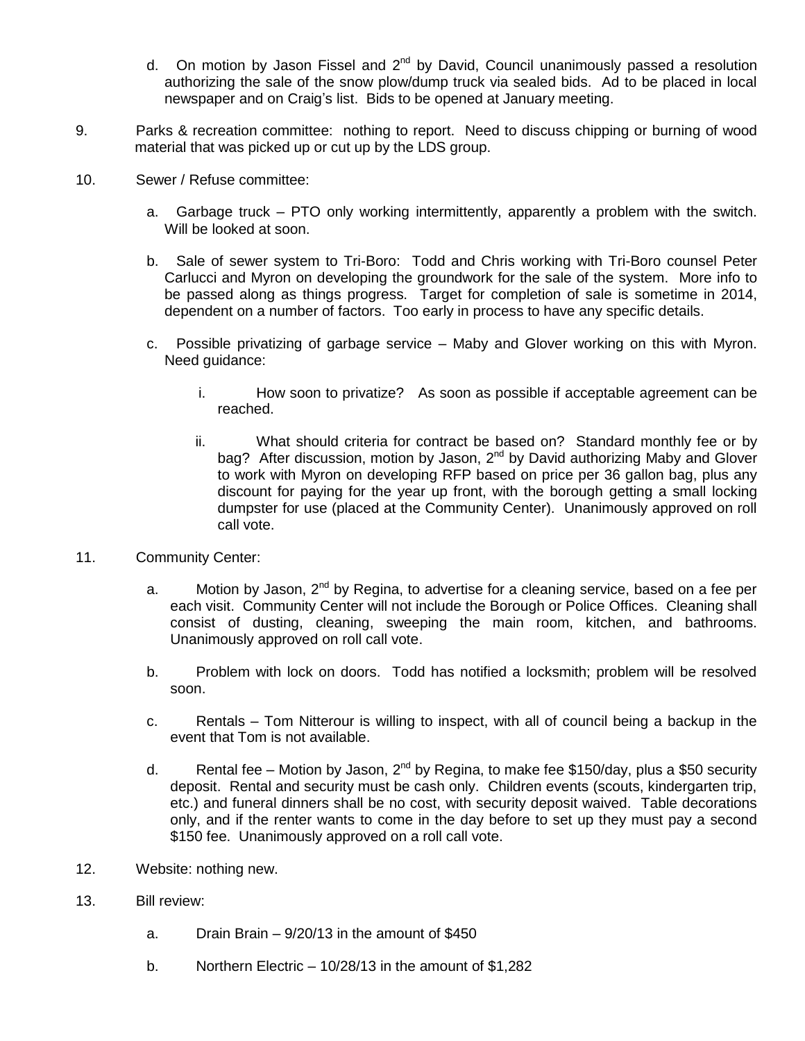d. On motion by Jason Fissel and 2nd by David, Council unanimously passed a resolution authorizing the sale of the snow plow/dump truck via sealed bids. Ad to be placed in local newspaper and on Craig's list. Bids to be opened at January meeting.

9. Parks & recreation committee: nothing to report. Need to discuss chipping or burning of wood material that was picked up or cut up by the LDS group.

10. Sewer / Refuse committee:

   a. Garbage truck – PTO only working intermittently, apparently a problem with the switch. Will be looked at soon.

   b. Sale of sewer system to Tri-Boro: Todd and Chris working with Tri-Boro counsel Peter Carlucci and Myron on developing the groundwork for the sale of the system. More info to be passed along as things progress. Target for completion of sale is sometime in 2014, dependent on a number of factors. Too early in process to have any specific details.

   c. Possible privatizing of garbage service – Maby and Glover working on this with Myron. Need guidance:

      i. How soon to privatize? As soon as possible if acceptable agreement can be reached.

      ii. What should criteria for contract be based on? Standard monthly fee or by bag? After discussion, motion by Jason, 2nd by David authorizing Maby and Glover to work with Myron on developing RFP based on price per 36 gallon bag, plus any discount for paying for the year up front, with the borough getting a small locking dumpster for use (placed at the Community Center). Unanimously approved on roll call vote.

11. Community Center:

   a. Motion by Jason, 2nd by Regina, to advertise for a cleaning service, based on a fee per each visit. Community Center will not include the Borough or Police Offices. Cleaning shall consist of dusting, cleaning, sweeping the main room, kitchen, and bathrooms. Unanimously approved on roll call vote.

   b. Problem with lock on doors. Todd has notified a locksmith; problem will be resolved soon.

   c. Rentals – Tom Nitterour is willing to inspect, with all of council being a backup in the event that Tom is not available.

   d. Rental fee – Motion by Jason, 2nd by Regina, to make fee $150/day, plus a $50 security deposit. Rental and security must be cash only. Children events (scouts, kindergarten trip, etc.) and funeral dinners shall be no cost, with security deposit waived. Table decorations only, and if the renter wants to come in the day before to set up they must pay a second $150 fee. Unanimously approved on a roll call vote.

12. Website: nothing new.

13. Bill review:

   a. Drain Brain – 9/20/13 in the amount of $450

   b. Northern Electric – 10/28/13 in the amount of $1,282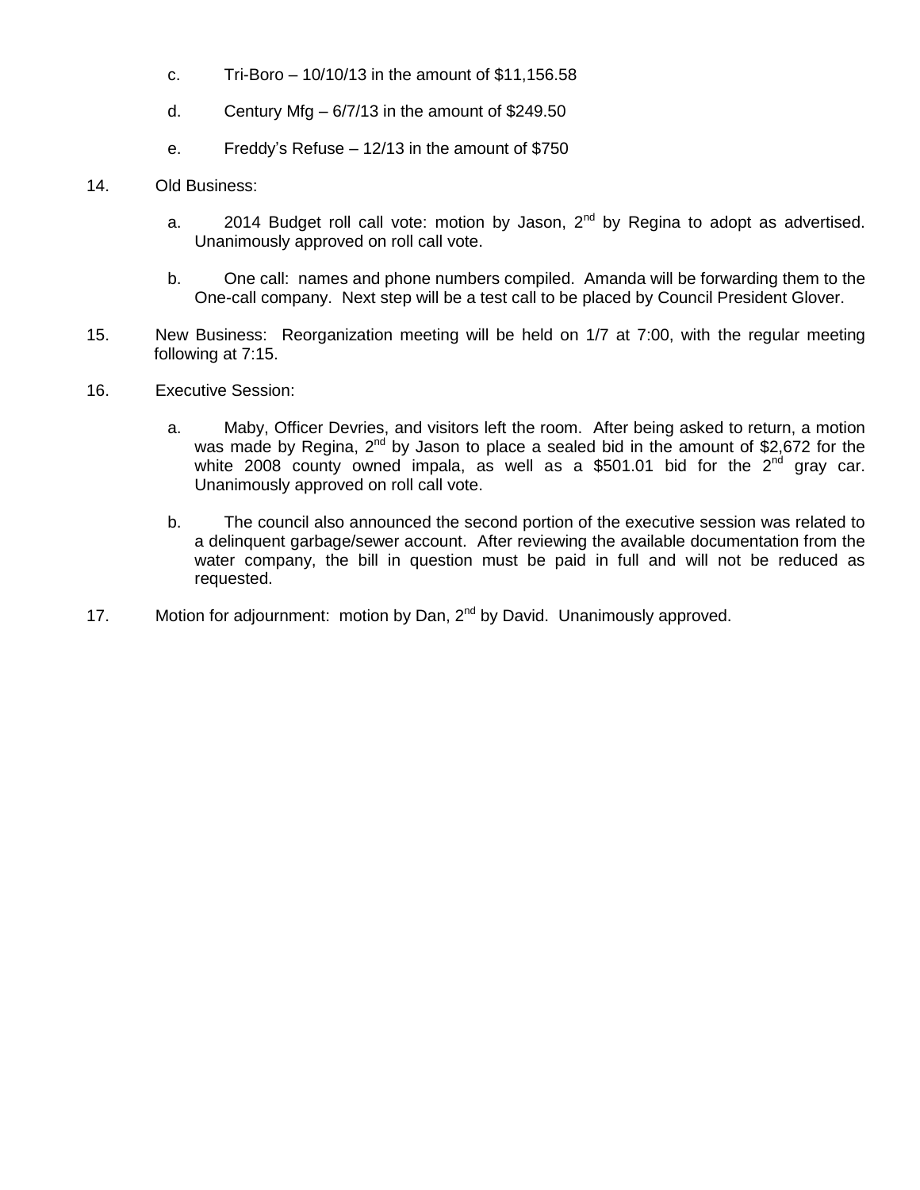c. Tri-Boro – 10/10/13 in the amount of $11,156.58

d. Century Mfg – 6/7/13 in the amount of $249.50

e. Freddy's Refuse – 12/13 in the amount of $750

14. Old Business:

    a. 2014 Budget roll call vote: motion by Jason, 2nd by Regina to adopt as advertised. Unanimously approved on roll call vote.

    b. One call: names and phone numbers compiled. Amanda will be forwarding them to the One-call company. Next step will be a test call to be placed by Council President Glover.

15. New Business: Reorganization meeting will be held on 1/7 at 7:00, with the regular meeting following at 7:15.

16. Executive Session:

    a. Maby, Officer Devries, and visitors left the room. After being asked to return, a motion was made by Regina, 2nd by Jason to place a sealed bid in the amount of $2,672 for the white 2008 county owned impala, as well as a $501.01 bid for the 2nd gray car. Unanimously approved on roll call vote.

    b. The council also announced the second portion of the executive session was related to a delinquent garbage/sewer account. After reviewing the available documentation from the water company, the bill in question must be paid in full and will not be reduced as requested.

17. Motion for adjournment: motion by Dan, 2nd by David. Unanimously approved.